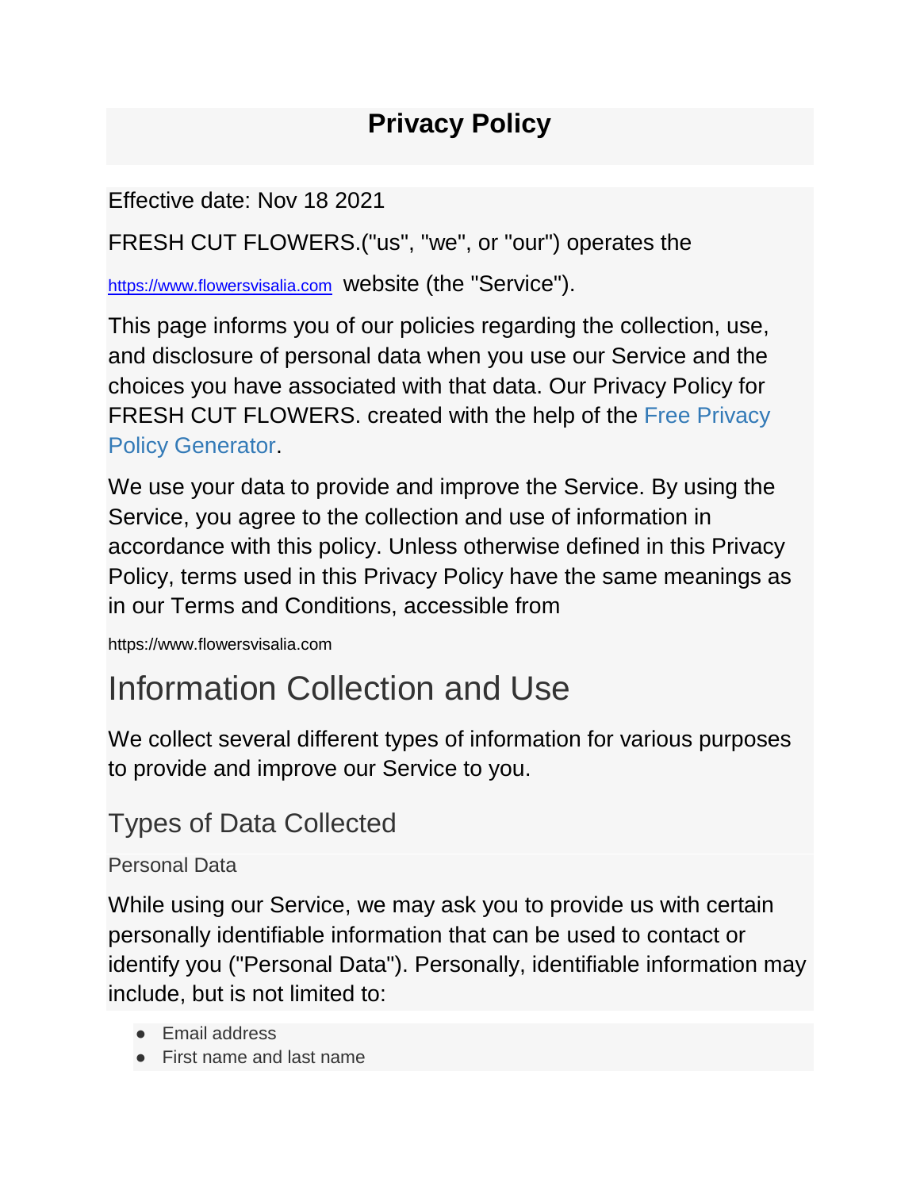# Privacy Policy

Effective date: Nov 18 2021

FRESH CUT FLOWERS.("us", "we", or "our") operates the

https://www.flowersvisalia.com website (the "Service").

This page informs you of our policies regarding the collection, use, and disclosure of personal data when you use our Service and the choices you have associated with that data. Our Privacy Policy for FRESH CUT FLOWERS. created with the help of the Free Privacy Policy Generator.

We use your data to provide and improve the Service. By using the Service, you agree to the collection and use of information in accordance with this policy. Unless otherwise defined in this Privacy Policy, terms used in this Privacy Policy have the same meanings as in our Terms and Conditions, accessible from

https://www.flowersvisalia.com

# Information Collection and Use

We collect several different types of information for various purposes to provide and improve our Service to you.

## Types of Data Collected

### Personal Data

While using our Service, we may ask you to provide us with certain personally identifiable information that can be used to contact or identify you ("Personal Data"). Personally, identifiable information may include, but is not limited to:

- Email address
- First name and last name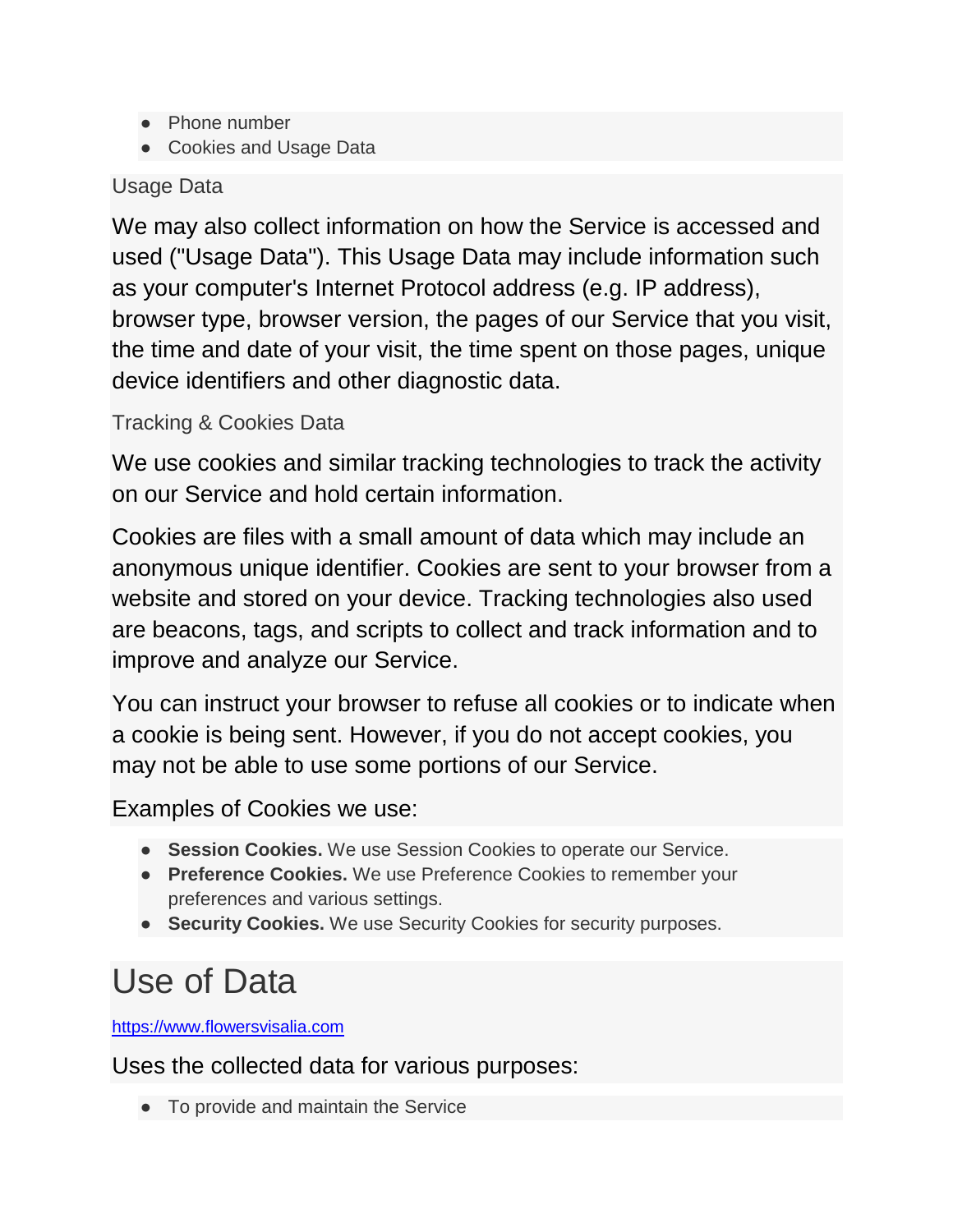- Phone number
- Cookies and Usage Data

### Usage Data

We may also collect information on how the Service is accessed and used ("Usage Data"). This Usage Data may include information such as your computer's Internet Protocol address (e.g. IP address), browser type, browser version, the pages of our Service that you visit, the time and date of your visit, the time spent on those pages, unique device identifiers and other diagnostic data.

### Tracking & Cookies Data

We use cookies and similar tracking technologies to track the activity on our Service and hold certain information.

Cookies are files with a small amount of data which may include an anonymous unique identifier. Cookies are sent to your browser from a website and stored on your device. Tracking technologies also used are beacons, tags, and scripts to collect and track information and to improve and analyze our Service.

You can instruct your browser to refuse all cookies or to indicate when a cookie is being sent. However, if you do not accept cookies, you may not be able to use some portions of our Service.

Examples of Cookies we use:

- **Session Cookies.** We use Session Cookies to operate our Service.
- **Preference Cookies.** We use Preference Cookies to remember your preferences and various settings.
- **Security Cookies.** We use Security Cookies for security purposes.

# Use of Data

https://www.flowersvisalia.com

Uses the collected data for various purposes:

- To provide and maintain the Service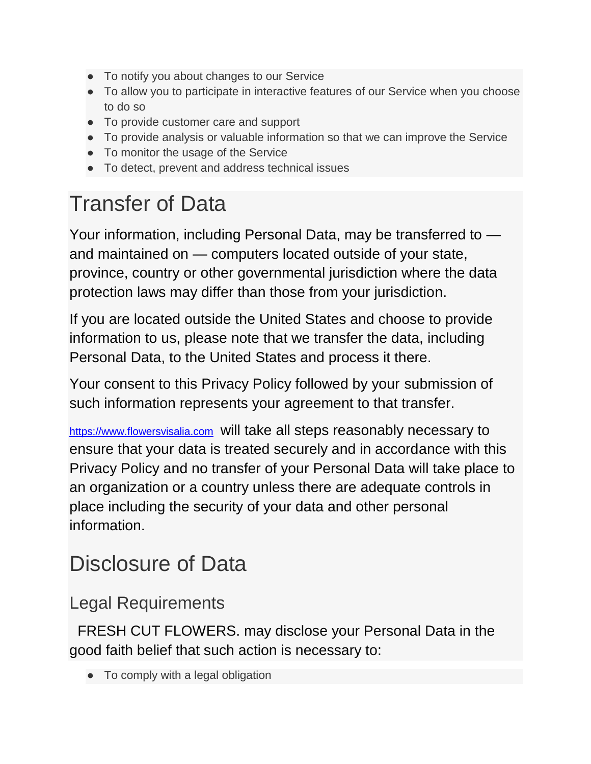- To notify you about changes to our Service
- To allow you to participate in interactive features of our Service when you choose to do so
- To provide customer care and support
- To provide analysis or valuable information so that we can improve the Service
- To monitor the usage of the Service
- To detect, prevent and address technical issues

# Transfer of Data

Your information, including Personal Data, may be transferred to — and maintained on — computers located outside of your state, province, country or other governmental jurisdiction where the data protection laws may differ than those from your jurisdiction.

If you are located outside the United States and choose to provide information to us, please note that we transfer the data, including Personal Data, to the United States and process it there.

Your consent to this Privacy Policy followed by your submission of such information represents your agreement to that transfer.

https://www.flowersvisalia.com will take all steps reasonably necessary to ensure that your data is treated securely and in accordance with this Privacy Policy and no transfer of your Personal Data will take place to an organization or a country unless there are adequate controls in place including the security of your data and other personal information.

# Disclosure of Data

## Legal Requirements

FRESH CUT FLOWERS. may disclose your Personal Data in the good faith belief that such action is necessary to:

- To comply with a legal obligation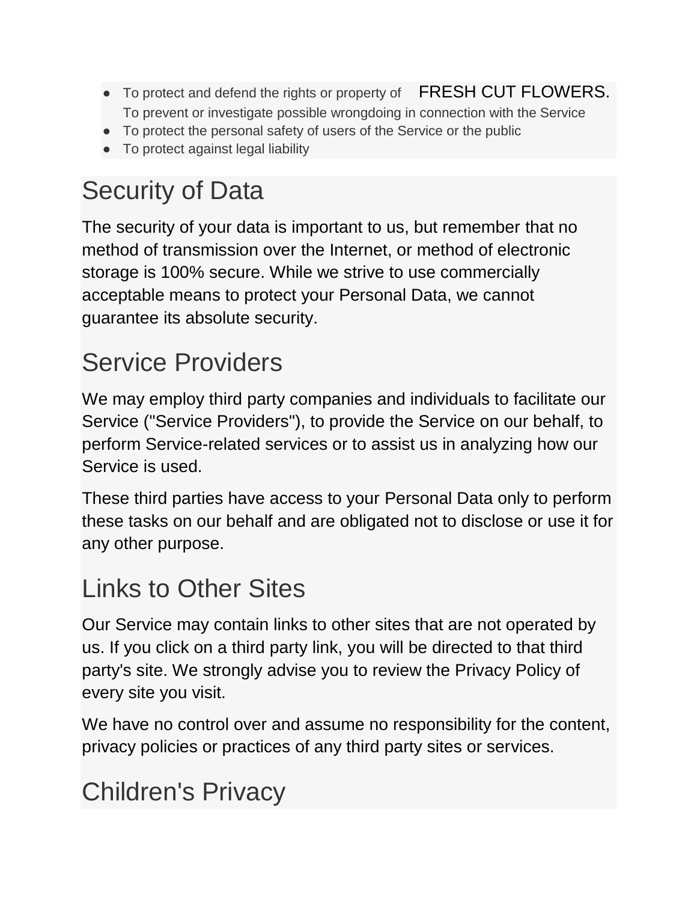- To protect and defend the rights or property of FRESH CUT FLOWERS. To prevent or investigate possible wrongdoing in connection with the Service
- To protect the personal safety of users of the Service or the public
- To protect against legal liability

# Security of Data

The security of your data is important to us, but remember that no method of transmission over the Internet, or method of electronic storage is 100% secure. While we strive to use commercially acceptable means to protect your Personal Data, we cannot guarantee its absolute security.

# Service Providers

We may employ third party companies and individuals to facilitate our Service ("Service Providers"), to provide the Service on our behalf, to perform Service-related services or to assist us in analyzing how our Service is used.

These third parties have access to your Personal Data only to perform these tasks on our behalf and are obligated not to disclose or use it for any other purpose.

# Links to Other Sites

Our Service may contain links to other sites that are not operated by us. If you click on a third party link, you will be directed to that third party's site. We strongly advise you to review the Privacy Policy of every site you visit.

We have no control over and assume no responsibility for the content, privacy policies or practices of any third party sites or services.

# Children's Privacy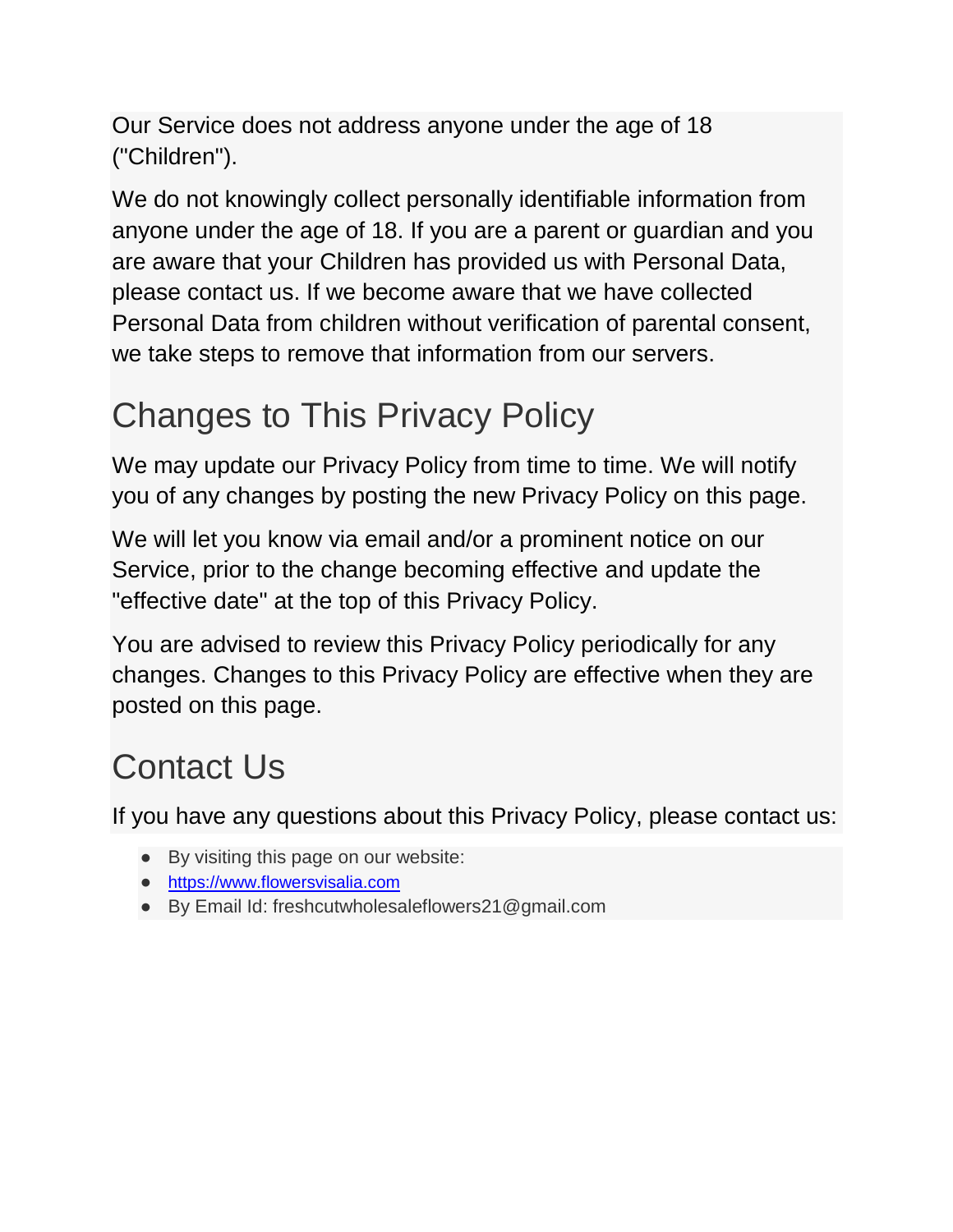Our Service does not address anyone under the age of 18 ("Children").

We do not knowingly collect personally identifiable information from anyone under the age of 18. If you are a parent or guardian and you are aware that your Children has provided us with Personal Data, please contact us. If we become aware that we have collected Personal Data from children without verification of parental consent, we take steps to remove that information from our servers.

## Changes to This Privacy Policy

We may update our Privacy Policy from time to time. We will notify you of any changes by posting the new Privacy Policy on this page.

We will let you know via email and/or a prominent notice on our Service, prior to the change becoming effective and update the "effective date" at the top of this Privacy Policy.

You are advised to review this Privacy Policy periodically for any changes. Changes to this Privacy Policy are effective when they are posted on this page.

## Contact Us

If you have any questions about this Privacy Policy, please contact us:

- By visiting this page on our website:
- [https://www.flowersvisalia.com](https://www.flowersvisalia.com)
- By Email Id: freshcutwholesaleflowers21@gmail.com